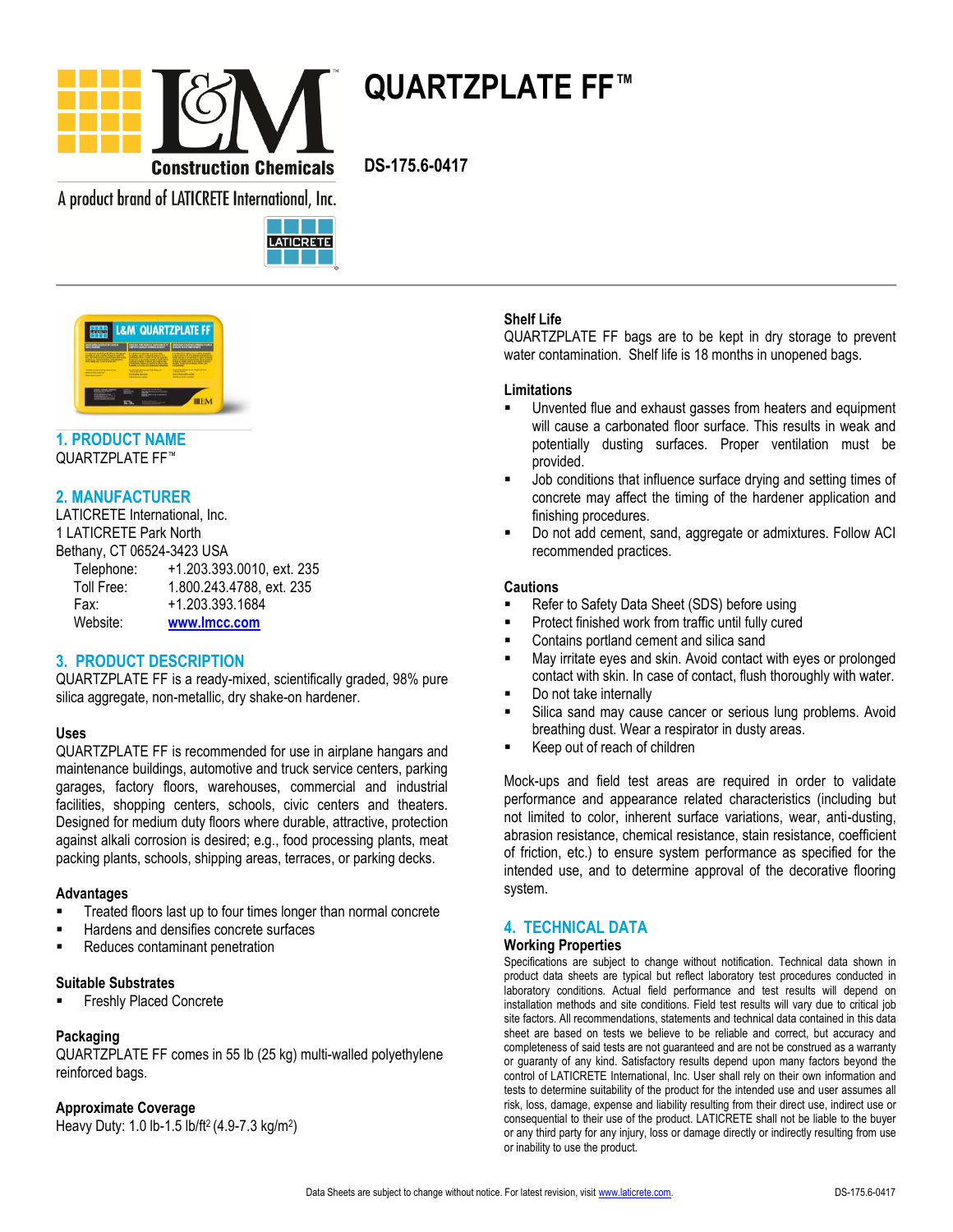# QUARTZPLATE FF™

DS-175.6-0417

L&M Construction Chemicals

A product brand of LATICRETE International, Inc.

## 1. PRODUCT NAME

QUARTZPLATE FF™

## 2. MANUFACTURER

LATICRETE International, Inc.
1 LATICRETE Park North
Bethany, CT 06524-3423 USA

| | |
|---|---|
| Telephone: | +1.203.393.0010, ext. 235 |
| Toll Free: | 1.800.243.4788, ext. 235 |
| Fax: | +1.203.393.1684 |
| Website: | www.lmcc.com |

## 3. PRODUCT DESCRIPTION

QUARTZPLATE FF is a ready-mixed, scientifically graded, 98% pure silica aggregate, non-metallic, dry shake-on hardener.

### Uses

QUARTZPLATE FF is recommended for use in airplane hangars and maintenance buildings, automotive and truck service centers, parking garages, factory floors, warehouses, commercial and industrial facilities, shopping centers, schools, civic centers and theaters. Designed for medium duty floors where durable, attractive, protection against alkali corrosion is desired; e.g., food processing plants, meat packing plants, schools, shipping areas, terraces, or parking decks.

### Advantages

- Treated floors last up to four times longer than normal concrete
- Hardens and densifies concrete surfaces
- Reduces contaminant penetration

### Suitable Substrates

- Freshly Placed Concrete

### Packaging

QUARTZPLATE FF comes in 55 lb (25 kg) multi-walled polyethylene reinforced bags.

### Approximate Coverage

Heavy Duty: 1.0 lb-1.5 lb/ft$^2$ (4.9-7.3 kg/m$^2$)

### Shelf Life

QUARTZPLATE FF bags are to be kept in dry storage to prevent water contamination. Shelf life is 18 months in unopened bags.

### Limitations

- Unvented flue and exhaust gasses from heaters and equipment will cause a carbonated floor surface. This results in weak and potentially dusting surfaces. Proper ventilation must be provided.
- Job conditions that influence surface drying and setting times of concrete may affect the timing of the hardener application and finishing procedures.
- Do not add cement, sand, aggregate or admixtures. Follow ACI recommended practices.

### Cautions

- Refer to Safety Data Sheet (SDS) before using
- Protect finished work from traffic until fully cured
- Contains portland cement and silica sand
- May irritate eyes and skin. Avoid contact with eyes or prolonged contact with skin. In case of contact, flush thoroughly with water.
- Do not take internally
- Silica sand may cause cancer or serious lung problems. Avoid breathing dust. Wear a respirator in dusty areas.
- Keep out of reach of children

Mock-ups and field test areas are required in order to validate performance and appearance related characteristics (including but not limited to color, inherent surface variations, wear, anti-dusting, abrasion resistance, chemical resistance, stain resistance, coefficient of friction, etc.) to ensure system performance as specified for the intended use, and to determine approval of the decorative flooring system.

## 4. TECHNICAL DATA

### Working Properties

Specifications are subject to change without notification. Technical data shown in product data sheets are typical but reflect laboratory test procedures conducted in laboratory conditions. Actual field performance and test results will depend on installation methods and site conditions. Field test results will vary due to critical job site factors. All recommendations, statements and technical data contained in this data sheet are based on tests we believe to be reliable and correct, but accuracy and completeness of said tests are not guaranteed and are not be construed as a warranty or guaranty of any kind. Satisfactory results depend upon many factors beyond the control of LATICRETE International, Inc. User shall rely on their own information and tests to determine suitability of the product for the intended use and user assumes all risk, loss, damage, expense and liability resulting from their direct use, indirect use or consequential to their use of the product. LATICRETE shall not be liable to the buyer or any third party for any injury, loss or damage directly or indirectly resulting from use or inability to use the product.

Data Sheets are subject to change without notice. For latest revision, visit www.laticrete.com.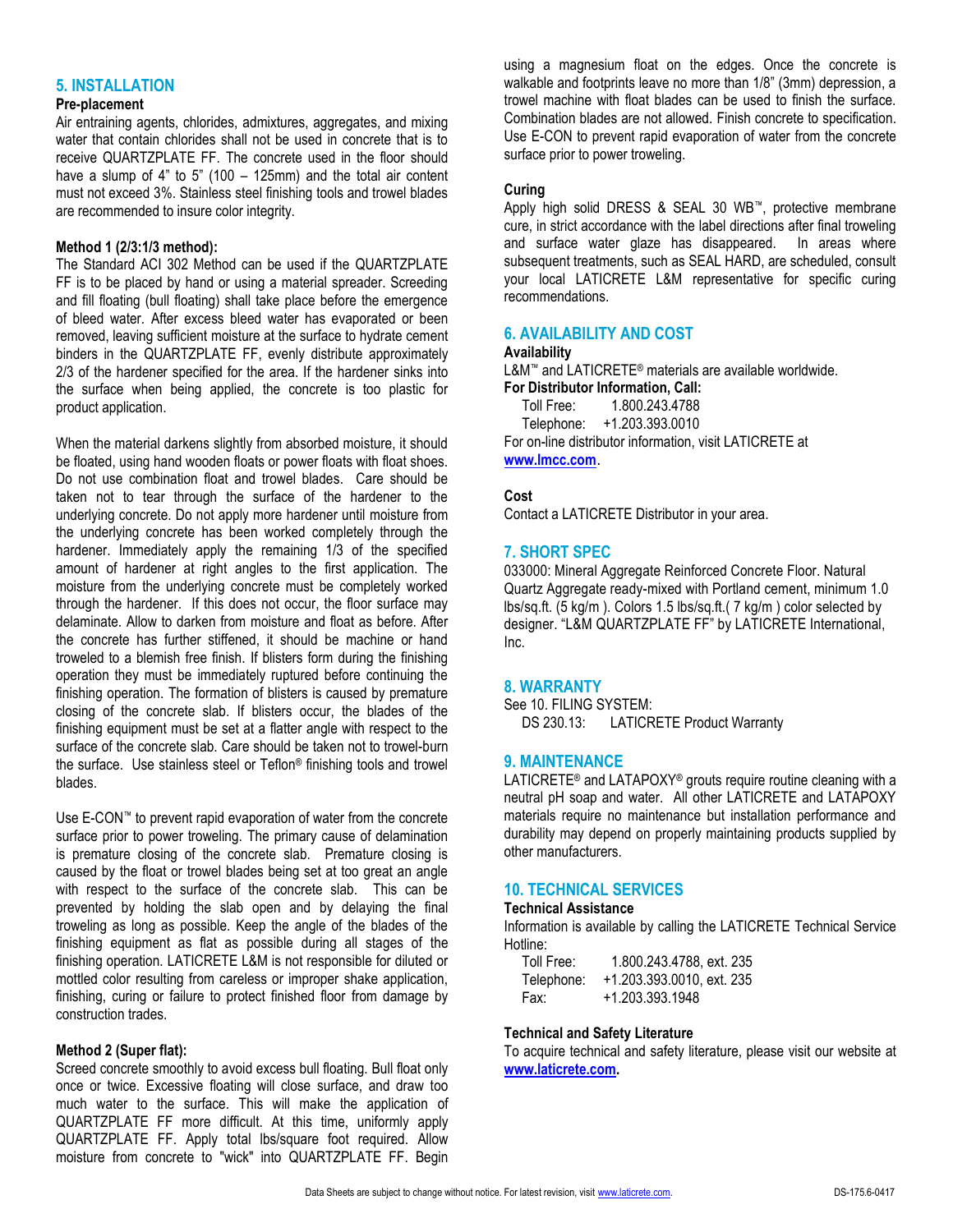## 5. INSTALLATION

**Pre-placement**

Air entraining agents, chlorides, admixtures, aggregates, and mixing water that contain chlorides shall not be used in concrete that is to receive QUARTZPLATE FF. The concrete used in the floor should have a slump of 4" to 5" (100 – 125mm) and the total air content must not exceed 3%. Stainless steel finishing tools and trowel blades are recommended to insure color integrity.

**Method 1 (2/3:1/3 method):**

The Standard ACI 302 Method can be used if the QUARTZPLATE FF is to be placed by hand or using a material spreader. Screeding and fill floating (bull floating) shall take place before the emergence of bleed water. After excess bleed water has evaporated or been removed, leaving sufficient moisture at the surface to hydrate cement binders in the QUARTZPLATE FF, evenly distribute approximately 2/3 of the hardener specified for the area. If the hardener sinks into the surface when being applied, the concrete is too plastic for product application.

When the material darkens slightly from absorbed moisture, it should be floated, using hand wooden floats or power floats with float shoes. Do not use combination float and trowel blades. Care should be taken not to tear through the surface of the hardener to the underlying concrete. Do not apply more hardener until moisture from the underlying concrete has been worked completely through the hardener. Immediately apply the remaining 1/3 of the specified amount of hardener at right angles to the first application. The moisture from the underlying concrete must be completely worked through the hardener. If this does not occur, the floor surface may delaminate. Allow to darken from moisture and float as before. After the concrete has further stiffened, it should be machine or hand troweled to a blemish free finish. If blisters form during the finishing operation they must be immediately ruptured before continuing the finishing operation. The formation of blisters is caused by premature closing of the concrete slab. If blisters occur, the blades of the finishing equipment must be set at a flatter angle with respect to the surface of the concrete slab. Care should be taken not to trowel-burn the surface. Use stainless steel or Teflon® finishing tools and trowel blades.

Use E-CON™ to prevent rapid evaporation of water from the concrete surface prior to power troweling. The primary cause of delamination is premature closing of the concrete slab. Premature closing is caused by the float or trowel blades being set at too great an angle with respect to the surface of the concrete slab. This can be prevented by holding the slab open and by delaying the final troweling as long as possible. Keep the angle of the blades of the finishing equipment as flat as possible during all stages of the finishing operation. LATICRETE L&M is not responsible for diluted or mottled color resulting from careless or improper shake application, finishing, curing or failure to protect finished floor from damage by construction trades.

**Method 2 (Super flat):**

Screed concrete smoothly to avoid excess bull floating. Bull float only once or twice. Excessive floating will close surface, and draw too much water to the surface. This will make the application of QUARTZPLATE FF more difficult. At this time, uniformly apply QUARTZPLATE FF. Apply total lbs/square foot required. Allow moisture from concrete to "wick" into QUARTZPLATE FF. Begin using a magnesium float on the edges. Once the concrete is walkable and footprints leave no more than 1/8" (3mm) depression, a trowel machine with float blades can be used to finish the surface. Combination blades are not allowed. Finish concrete to specification. Use E-CON to prevent rapid evaporation of water from the concrete surface prior to power troweling.

**Curing**

Apply high solid DRESS & SEAL 30 WB™, protective membrane cure, in strict accordance with the label directions after final troweling and surface water glaze has disappeared. In areas where subsequent treatments, such as SEAL HARD, are scheduled, consult your local LATICRETE L&M representative for specific curing recommendations.

## 6. AVAILABILITY AND COST

**Availability**

L&M™ and LATICRETE® materials are available worldwide.

**For Distributor Information, Call:**

Toll Free: 1.800.243.4788
Telephone: +1.203.393.0010

For on-line distributor information, visit LATICRETE at **www.lmcc.com**.

**Cost**

Contact a LATICRETE Distributor in your area.

## 7. SHORT SPEC

033000: Mineral Aggregate Reinforced Concrete Floor. Natural Quartz Aggregate ready-mixed with Portland cement, minimum 1.0 lbs/sq.ft. (5 kg/m ). Colors 1.5 lbs/sq.ft.( 7 kg/m ) color selected by designer. "L&M QUARTZPLATE FF" by LATICRETE International, Inc.

## 8. WARRANTY

See 10. FILING SYSTEM:
DS 230.13: LATICRETE Product Warranty

## 9. MAINTENANCE

LATICRETE® and LATAPOXY® grouts require routine cleaning with a neutral pH soap and water. All other LATICRETE and LATAPOXY materials require no maintenance but installation performance and durability may depend on properly maintaining products supplied by other manufacturers.

## 10. TECHNICAL SERVICES

**Technical Assistance**

Information is available by calling the LATICRETE Technical Service Hotline:

Toll Free: 1.800.243.4788, ext. 235
Telephone: +1.203.393.0010, ext. 235
Fax: +1.203.393.1948

**Technical and Safety Literature**

To acquire technical and safety literature, please visit our website at **www.laticrete.com.**

Data Sheets are subject to change without notice. For latest revision, visit www.laticrete.com. DS-175.6-0417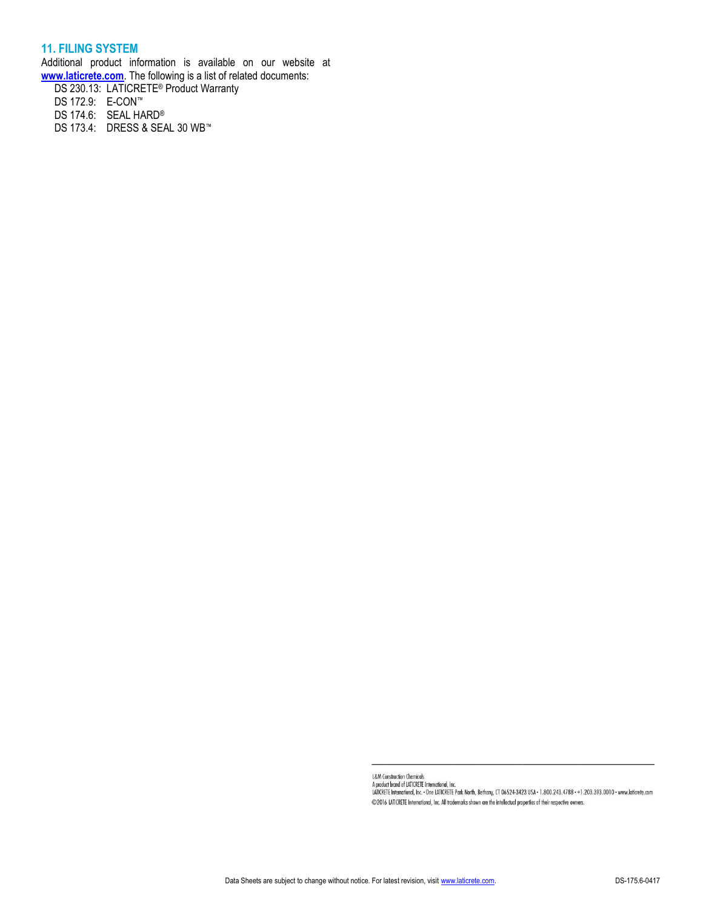## 11. FILING SYSTEM

Additional product information is available on our website at **www.laticrete.com**. The following is a list of related documents:

- DS 230.13: LATICRETE® Product Warranty
- DS 172.9: E-CON™
- DS 174.6: SEAL HARD®
- DS 173.4: DRESS & SEAL 30 WB™

L&M Construction Chemicals
A product brand of LATICRETE International, Inc.
LATICRETE International, Inc. • One LATICRETE Park North, Bethany, CT 06524-3423 USA • 1.800.243.4788 • +1.203.393.0010 • www.laticrete.com
©2016 LATICRETE International, Inc. All trademarks shown are the intellectual properties of their respective owners.

Data Sheets are subject to change without notice. For latest revision, visit www.laticrete.com.

DS-175.6-0417